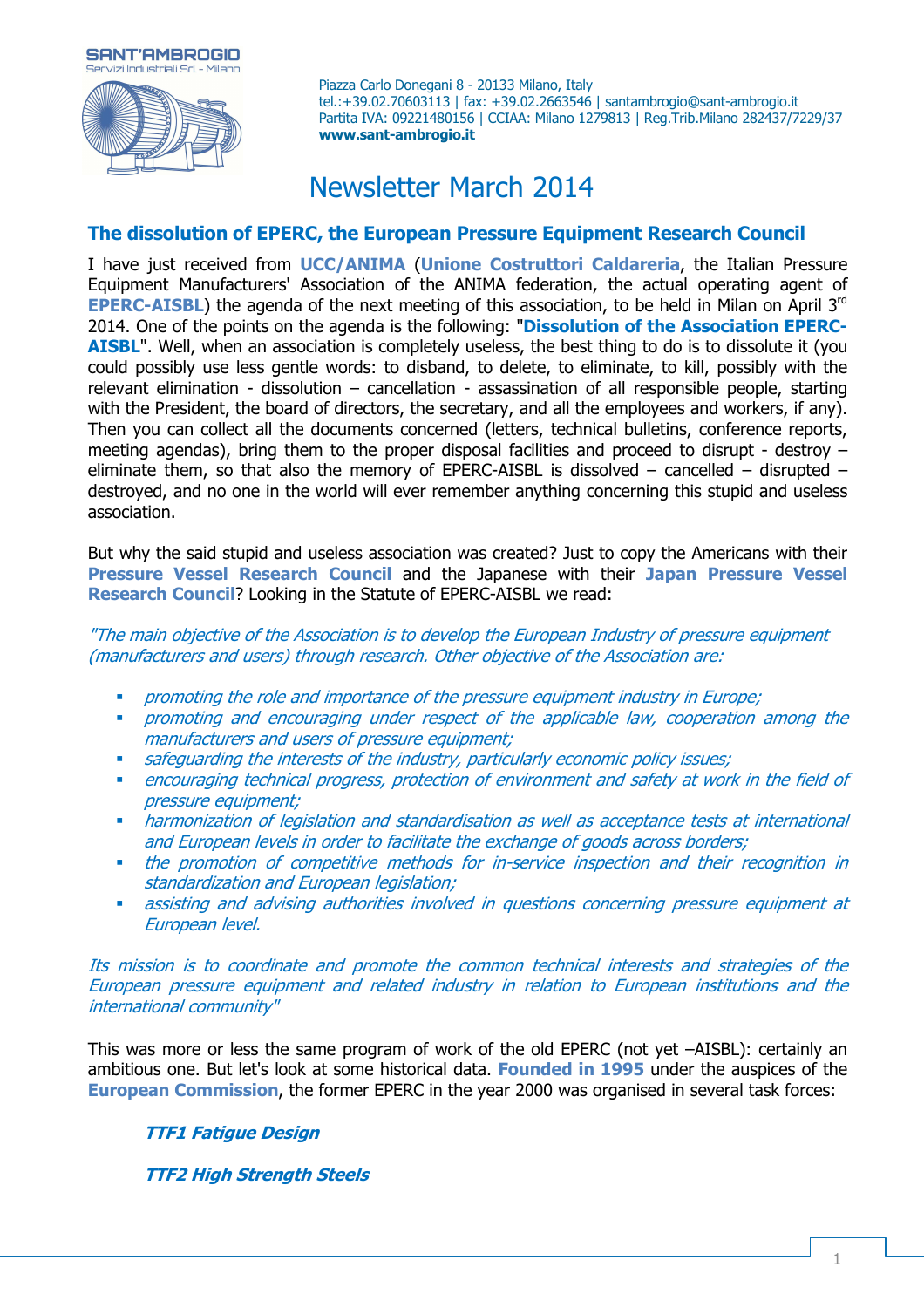SANT'AMBROGIO
Servizi Industriali Srl - Milano

Piazza Carlo Donegani 8 - 20133 Milano, Italy
tel.:+39.02.70603113 | fax: +39.02.2663546 | santambrogio@sant-ambrogio.it
Partita IVA: 09221480156 | CCIAA: Milano 1279813 | Reg.Trib.Milano 282437/7229/37
**www.sant-ambrogio.it**

# Newsletter March 2014

## The dissolution of EPERC, the European Pressure Equipment Research Council

I have just received from **UCC/ANIMA** (**Unione Costruttori Caldareria**, the Italian Pressure Equipment Manufacturers' Association of the ANIMA federation, the actual operating agent of **EPERC-AISBL**) the agenda of the next meeting of this association, to be held in Milan on April 3rd 2014. One of the points on the agenda is the following: "**Dissolution of the Association EPERC-AISBL**". Well, when an association is completely useless, the best thing to do is to dissolute it (you could possibly use less gentle words: to disband, to delete, to eliminate, to kill, possibly with the relevant elimination - dissolution – cancellation - assassination of all responsible people, starting with the President, the board of directors, the secretary, and all the employees and workers, if any). Then you can collect all the documents concerned (letters, technical bulletins, conference reports, meeting agendas), bring them to the proper disposal facilities and proceed to disrupt - destroy – eliminate them, so that also the memory of EPERC-AISBL is dissolved – cancelled – disrupted – destroyed, and no one in the world will ever remember anything concerning this stupid and useless association.

But why the said stupid and useless association was created? Just to copy the Americans with their **Pressure Vessel Research Council** and the Japanese with their **Japan Pressure Vessel Research Council**? Looking in the Statute of EPERC-AISBL we read:

*"The main objective of the Association is to develop the European Industry of pressure equipment (manufacturers and users) through research. Other objective of the Association are:*

- *promoting the role and importance of the pressure equipment industry in Europe;*
- *promoting and encouraging under respect of the applicable law, cooperation among the manufacturers and users of pressure equipment;*
- *safeguarding the interests of the industry, particularly economic policy issues;*
- *encouraging technical progress, protection of environment and safety at work in the field of pressure equipment;*
- *harmonization of legislation and standardisation as well as acceptance tests at international and European levels in order to facilitate the exchange of goods across borders;*
- *the promotion of competitive methods for in-service inspection and their recognition in standardization and European legislation;*
- *assisting and advising authorities involved in questions concerning pressure equipment at European level.*

*Its mission is to coordinate and promote the common technical interests and strategies of the European pressure equipment and related industry in relation to European institutions and the international community"*

This was more or less the same program of work of the old EPERC (not yet –AISBL): certainly an ambitious one. But let's look at some historical data. **Founded in 1995** under the auspices of the **European Commission**, the former EPERC in the year 2000 was organised in several task forces:

***TTF1 Fatigue Design***

***TTF2 High Strength Steels***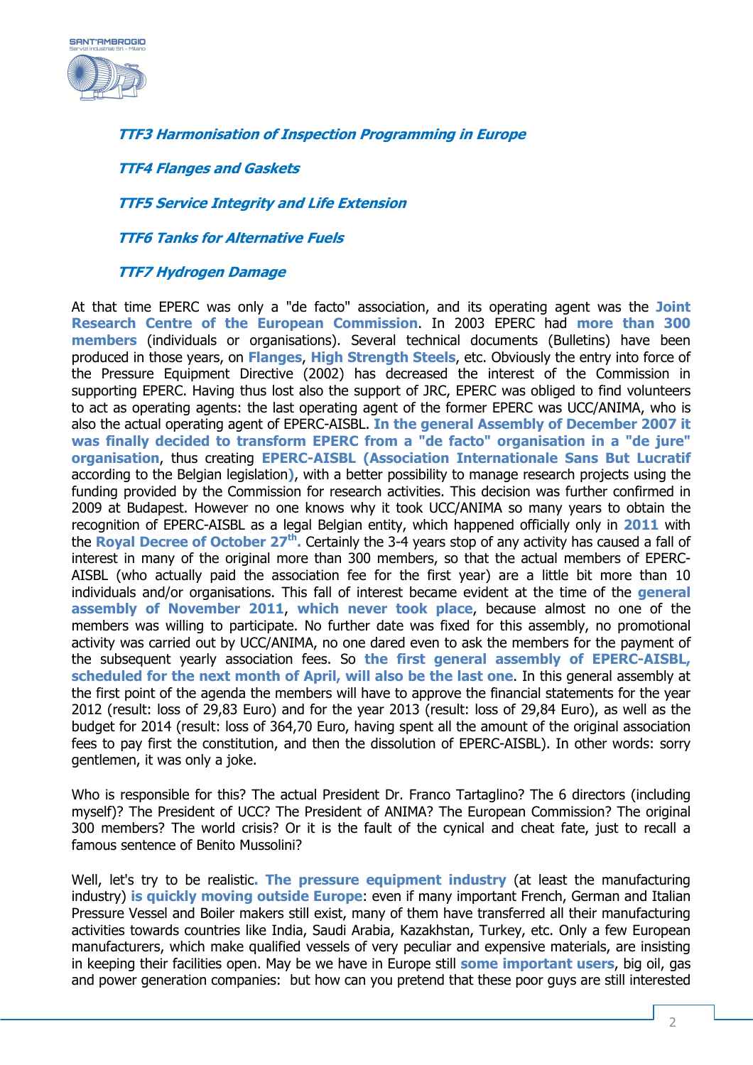***TTF3 Harmonisation of Inspection Programming in Europe***

***TTF4 Flanges and Gaskets***

***TTF5 Service Integrity and Life Extension***

***TTF6 Tanks for Alternative Fuels***

***TTF7 Hydrogen Damage***

At that time EPERC was only a "de facto" association, and its operating agent was the **Joint Research Centre of the European Commission**. In 2003 EPERC had **more than 300 members** (individuals or organisation). Several technical documents (Bulletins) have been produced in those years, on **Flanges**, **High Strength Steels**, etc. Obviously the entry into force of the Pressure Equipment Directive (2002) has decreased the interest of the Commission in supporting EPERC. Having thus lost also the support of JRC, EPERC was obliged to find volunteers to act as operating agents: the last operating agent of the former EPERC was UCC/ANIMA, who is also the actual operating agent of EPERC-AISBL. **In the general Assembly of December 2007 it was finally decided to transform EPERC from a "de facto" organisation in a "de jure" organisation**, thus creating **EPERC-AISBL (Association Internationale Sans But Lucratif** according to the Belgian legislation**)**, with a better possibility to manage research projects using the funding provided by the Commission for research activities. This decision was further confirmed in 2009 at Budapest. However no one knows why it took UCC/ANIMA so many years to obtain the recognition of EPERC-AISBL as a legal Belgian entity, which happened officially only in **2011** with the **Royal Decree of October 27th.** Certainly the 3-4 years stop of any activity has caused a fall of interest in many of the original more than 300 members, so that the actual members of EPERC-AISBL (who actually paid the association fee for the first year) are a little bit more than 10 individuals and/or organisations. This fall of interest became evident at the time of the **general assembly of November 2011**, **which never took place**, because almost no one of the members was willing to participate. No further date was fixed for this assembly, no promotional activity was carried out by UCC/ANIMA, no one dared even to ask the members for the payment of the subsequent yearly association fees. So **the first general assembly of EPERC-AISBL, scheduled for the next month of April, will also be the last one**. In this general assembly at the first point of the agenda the members will have to approve the financial statements for the year 2012 (result: loss of 29,83 Euro) and for the year 2013 (result: loss of 29,84 Euro), as well as the budget for 2014 (result: loss of 364,70 Euro, having spent all the amount of the original association fees to pay first the constitution, and then the dissolution of EPERC-AISBL). In other words: sorry gentlemen, it was only a joke.

Who is responsible for this? The actual President Dr. Franco Tartaglino? The 6 directors (including myself)? The President of UCC? The President of ANIMA? The European Commission? The original 300 members? The world crisis? Or it is the fault of the cynical and cheat fate, just to recall a famous sentence of Benito Mussolini?

Well, let's try to be realistic**. The pressure equipment industry** (at least the manufacturing industry) **is quickly moving outside Europe**: even if many important French, German and Italian Pressure Vessel and Boiler makers still exist, many of them have transferred all their manufacturing activities towards countries like India, Saudi Arabia, Kazakhstan, Turkey, etc. Only a few European manufacturers, which make qualified vessels of very peculiar and expensive materials, are insisting in keeping their facilities open. May be we have in Europe still **some important users**, big oil, gas and power generation companies: but how can you pretend that these poor guys are still interested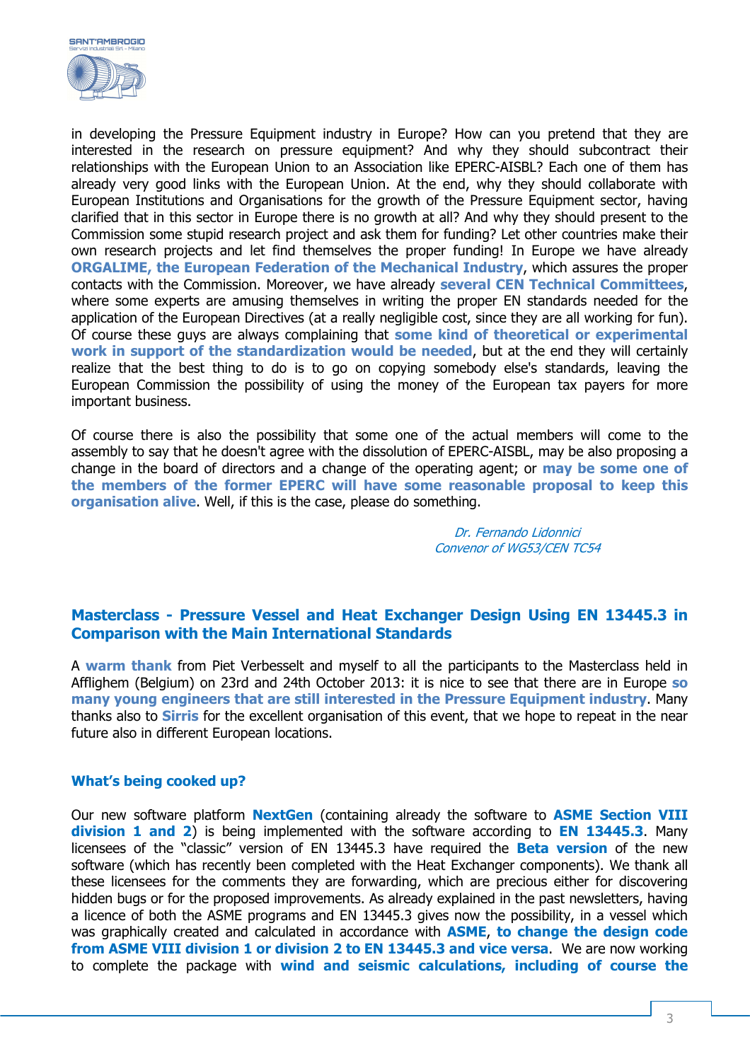in developing the Pressure Equipment industry in Europe? How can you pretend that they are interested in the research on pressure equipment? And why they should subcontract their relationships with the European Union to an Association like EPERC-AISBL? Each one of them has already very good links with the European Union. At the end, why they should collaborate with European Institutions and Organisations for the growth of the Pressure Equipment sector, having clarified that in this sector in Europe there is no growth at all? And why they should present to the Commission some stupid research project and ask them for funding? Let other countries make their own research projects and let find themselves the proper funding! In Europe we have already **ORGALIME, the European Federation of the Mechanical Industry**, which assures the proper contacts with the Commission. Moreover, we have already **several CEN Technical Committees**, where some experts are amusing themselves in writing the proper EN standards needed for the application of the European Directives (at a really negligible cost, since they are all working for fun). Of course these guys are always complaining that **some kind of theoretical or experimental work in support of the standardization would be needed**, but at the end they will certainly realize that the best thing to do is to go on copying somebody else's standards, leaving the European Commission the possibility of using the money of the European tax payers for more important business.

Of course there is also the possibility that some one of the actual members will come to the assembly to say that he doesn't agree with the dissolution of EPERC-AISBL, may be also proposing a change in the board of directors and a change of the operating agent; or **may be some one of the members of the former EPERC will have some reasonable proposal to keep this organisation alive**. Well, if this is the case, please do something.

*Dr. Fernando Lidonnici*
*Convenor of WG53/CEN TC54*

## Masterclass - Pressure Vessel and Heat Exchanger Design Using EN 13445.3 in Comparison with the Main International Standards

A **warm thank** from Piet Verbesselt and myself to all the participants to the Masterclass held in Affilghem (Belgium) on 23rd and 24th October 2013: it is nice to see that there are in Europe **so many young engineers that are still interested in the Pressure Equipment industry**. Many thanks also to **Sirris** for the excellent organisation of this event, that we hope to repeat in the near future also in different European locations.

### What's being cooked up?

Our new software platform **NextGen** (containing already the software to **ASME Section VIII division 1 and 2**) is being implemented with the software according to **EN 13445.3**. Many licensees of the "classic" version of EN 13445.3 have required the **Beta version** of the new software (which has recently been completed with the Heat Exchanger components). We thank all these licensees for the comments they are forwarding, which are precious either for discovering hidden bugs or for the proposed improvements. As already explained in the past newsletters, having a licence of both the ASME programs and EN 13445.3 gives now the possibility, in a vessel which was graphically created and calculated in accordance with **ASME**, **to change the design code from ASME VIII division 1 or division 2 to EN 13445.3 and vice versa**. We are now working to complete the package with **wind and seismic calculations, including of course the**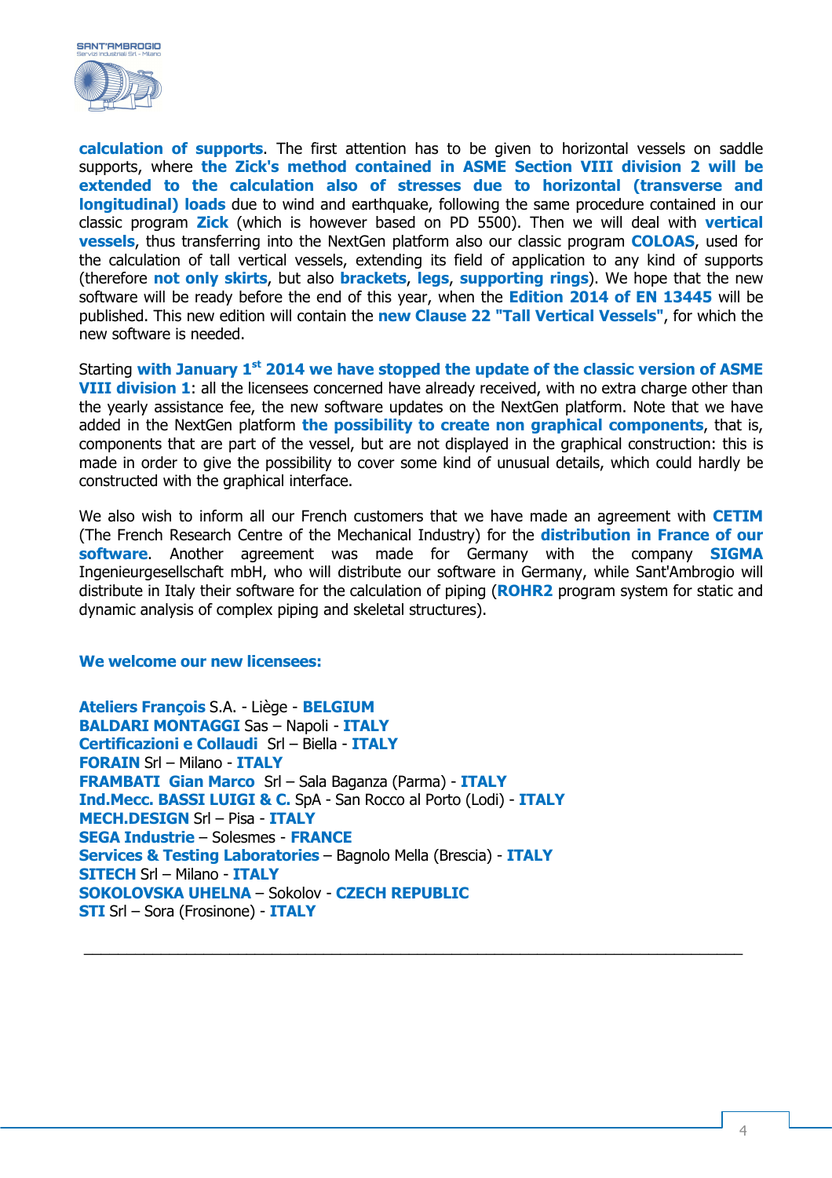**calculation of supports**. The first attention has to be given to horizontal vessels on saddle supports, where **the Zick's method contained in ASME Section VIII division 2 will be extended to the calculation also of stresses due to horizontal (transverse and longitudinal) loads** due to wind and earthquake, following the same procedure contained in our classic program **Zick** (which is however based on PD 5500). Then we will deal with **vertical vessels**, thus transferring into the NextGen platform also our classic program **COLOAS**, used for the calculation of tall vertical vessels, extending its field of application to any kind of supports (therefore **not only skirts**, but also **brackets**, **legs**, **supporting rings**). We hope that the new software will be ready before the end of this year, when the **Edition 2014 of EN 13445** will be published. This new edition will contain the **new Clause 22 "Tall Vertical Vessels"**, for which the new software is needed.

Starting **with January 1st 2014 we have stopped the update of the classic version of ASME VIII division 1**: all the licensees concerned have already received, with no extra charge other than the yearly assistance fee, the new software updates on the NextGen platform. Note that we have added in the NextGen platform **the possibility to create non graphical components**, that is, components that are part of the vessel, but are not displayed in the graphical construction: this is made in order to give the possibility to cover some kind of unusual details, which could hardly be constructed with the graphical interface.

We also wish to inform all our French customers that we have made an agreement with **CETIM** (The French Research Centre of the Mechanical Industry) for the **distribution in France of our software**. Another agreement was made for Germany with the company **SIGMA** Ingenieurgesellschaft mbH, who will distribute our software in Germany, while Sant'Ambrogio will distribute in Italy their software for the calculation of piping (**ROHR2** program system for static and dynamic analysis of complex piping and skeletal structures).

**We welcome our new licensees:**

**Ateliers François** S.A. - Liège - **BELGIUM**
**BALDARI MONTAGGI** Sas – Napoli - **ITALY**
**Certificazioni e Collaudi** Srl – Biella - **ITALY**
**FORAIN** Srl – Milano - **ITALY**
**FRAMBATI Gian Marco** Srl – Sala Baganza (Parma) - **ITALY**
**Ind.Mecc. BASSI LUIGI & C.** SpA - San Rocco al Porto (Lodi) - **ITALY**
**MECH.DESIGN** Srl – Pisa - **ITALY**
**SEGA Industrie** – Solesmes - **FRANCE**
**Services & Testing Laboratories** – Bagnolo Mella (Brescia) - **ITALY**
**SITECH** Srl – Milano - **ITALY**
**SOKOLOVSKA UHELNA** – Sokolov - **CZECH REPUBLIC**
**STI** Srl – Sora (Frosinone) - **ITALY**

---